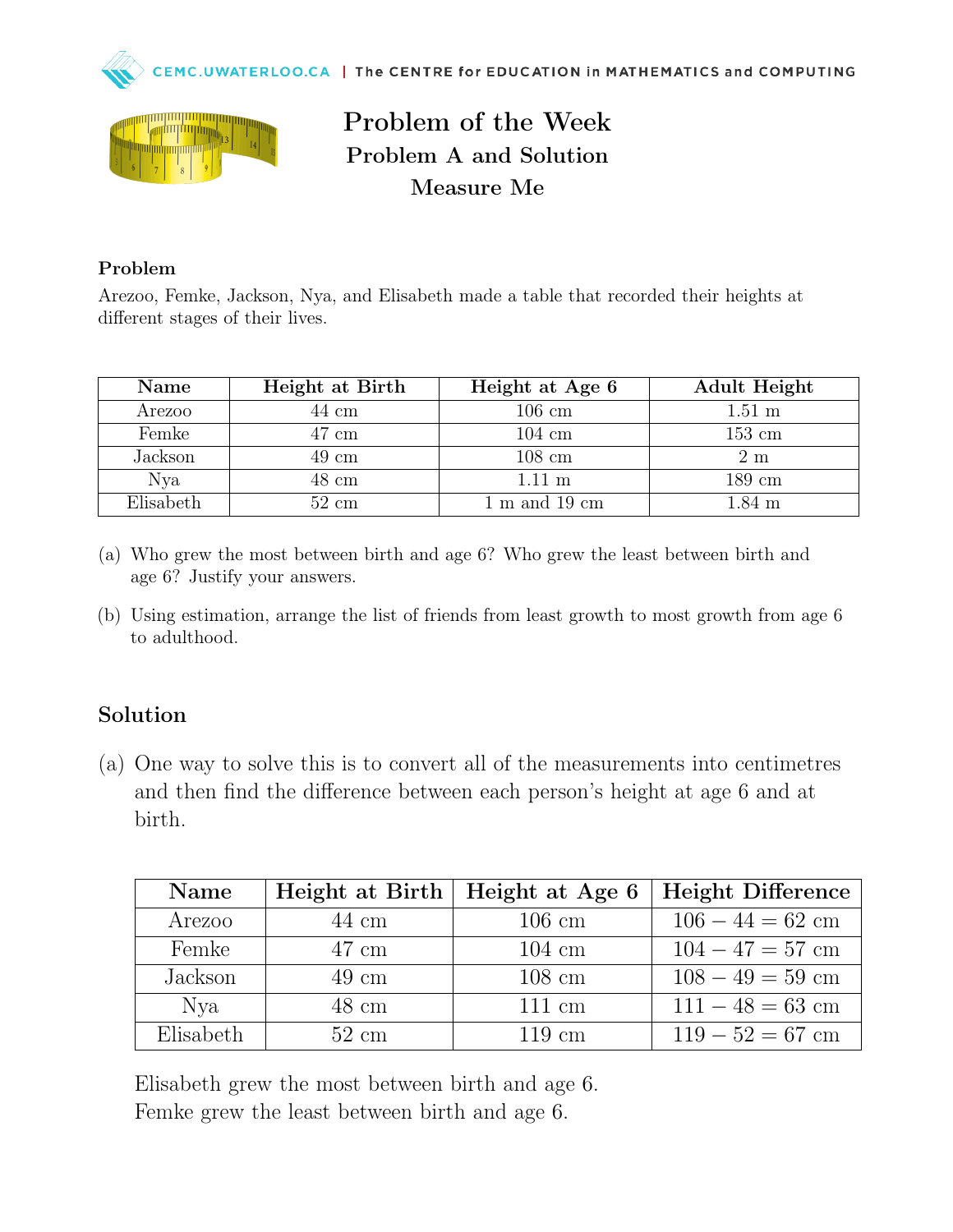# Problem of the Week

## Problem A and Solution

## Measure Me

### Problem

Arezoo, Femke, Jackson, Nya, and Elisabeth made a table that recorded their heights at different stages of their lives.

| Name | Height at Birth | Height at Age 6 | Adult Height |
|---|---|---|---|
| Arezoo | 44 cm | 106 cm | 1.51 m |
| Femke | 47 cm | 104 cm | 153 cm |
| Jackson | 49 cm | 108 cm | 2 m |
| Nya | 48 cm | 1.11 m | 189 cm |
| Elisabeth | 52 cm | 1 m and 19 cm | 1.84 m |

(a) Who grew the most between birth and age 6? Who grew the least between birth and age 6? Justify your answers.

(b) Using estimation, arrange the list of friends from least growth to most growth from age 6 to adulthood.

## Solution

(a) One way to solve this is to convert all of the measurements into centimetres and then find the difference between each person's height at age 6 and at birth.

| Name | Height at Birth | Height at Age 6 | Height Difference |
|---|---|---|---|
| Arezoo | 44 cm | 106 cm | $106 - 44 = 62$ cm |
| Femke | 47 cm | 104 cm | $104 - 47 = 57$ cm |
| Jackson | 49 cm | 108 cm | $108 - 49 = 59$ cm |
| Nya | 48 cm | 111 cm | $111 - 48 = 63$ cm |
| Elisabeth | 52 cm | 119 cm | $119 - 52 = 67$ cm |

Elisabeth grew the most between birth and age 6.
Femke grew the least between birth and age 6.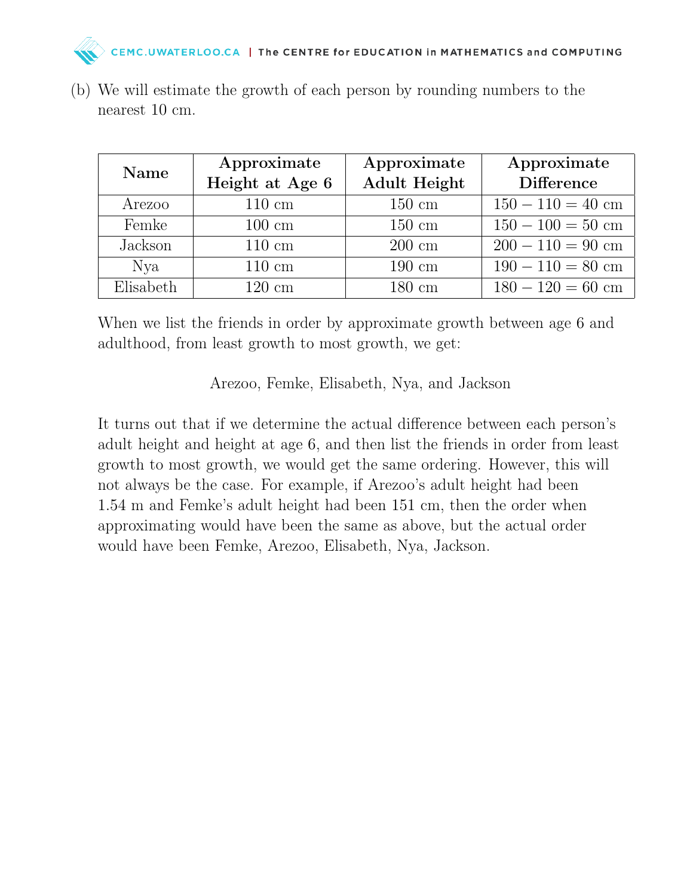(b) We will estimate the growth of each person by rounding numbers to the nearest 10 cm.

| Name | Approximate Height at Age 6 | Approximate Adult Height | Approximate Difference |
|---|---|---|---|
| Arezoo | 110 cm | 150 cm | $150 - 110 = 40$ cm |
| Femke | 100 cm | 150 cm | $150 - 100 = 50$ cm |
| Jackson | 110 cm | 200 cm | $200 - 110 = 90$ cm |
| Nya | 110 cm | 190 cm | $190 - 110 = 80$ cm |
| Elisabeth | 120 cm | 180 cm | $180 - 120 = 60$ cm |

When we list the friends in order by approximate growth between age 6 and adulthood, from least growth to most growth, we get:

Arezoo, Femke, Elisabeth, Nya, and Jackson

It turns out that if we determine the actual difference between each person's adult height and height at age 6, and then list the friends in order from least growth to most growth, we would get the same ordering. However, this will not always be the case. For example, if Arezoo's adult height had been 1.54 m and Femke's adult height had been 151 cm, then the order when approximating would have been the same as above, but the actual order would have been Femke, Arezoo, Elisabeth, Nya, Jackson.